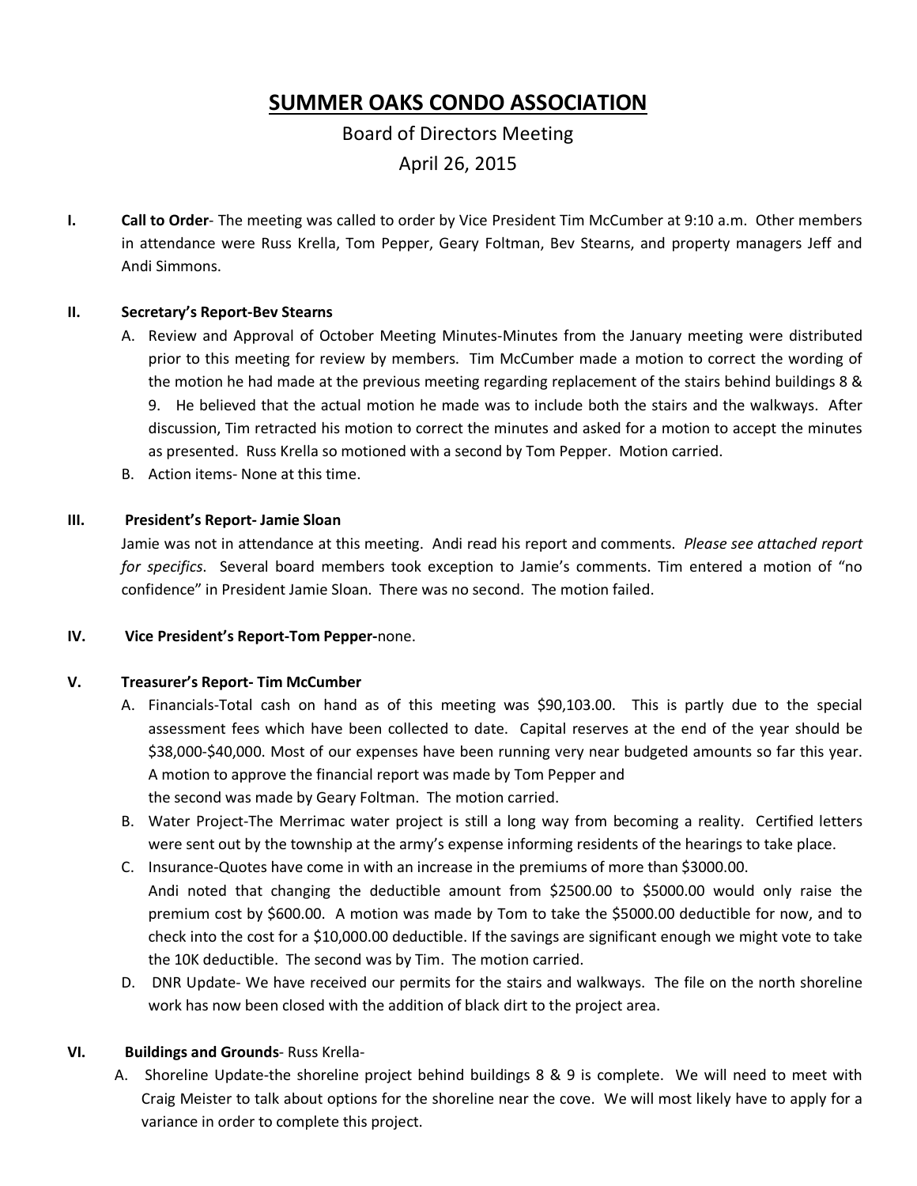# SUMMER OAKS CONDO ASSOCIATION

Board of Directors Meeting

April 26, 2015

**I. Call to Order**- The meeting was called to order by Vice President Tim McCumber at 9:10 a.m. Other members in attendance were Russ Krella, Tom Pepper, Geary Foltman, Bev Stearns, and property managers Jeff and Andi Simmons.

**II. Secretary's Report-Bev Stearns**

A. Review and Approval of October Meeting Minutes-Minutes from the January meeting were distributed prior to this meeting for review by members. Tim McCumber made a motion to correct the wording of the motion he had made at the previous meeting regarding replacement of the stairs behind buildings 8 & 9. He believed that the actual motion he made was to include both the stairs and the walkways. After discussion, Tim retracted his motion to correct the minutes and asked for a motion to accept the minutes as presented. Russ Krella so motioned with a second by Tom Pepper. Motion carried.

B. Action items- None at this time.

**III. President's Report- Jamie Sloan**

Jamie was not in attendance at this meeting. Andi read his report and comments. *Please see attached report for specifics*. Several board members took exception to Jamie's comments. Tim entered a motion of "no confidence" in President Jamie Sloan. There was no second. The motion failed.

**IV. Vice President's Report-Tom Pepper-**none.

**V. Treasurer's Report- Tim McCumber**

A. Financials-Total cash on hand as of this meeting was $90,103.00. This is partly due to the special assessment fees which have been collected to date. Capital reserves at the end of the year should be $38,000-$40,000. Most of our expenses have been running very near budgeted amounts so far this year. A motion to approve the financial report was made by Tom Pepper and the second was made by Geary Foltman. The motion carried.

B. Water Project-The Merrimac water project is still a long way from becoming a reality. Certified letters were sent out by the township at the army's expense informing residents of the hearings to take place.

C. Insurance-Quotes have come in with an increase in the premiums of more than $3000.00. Andi noted that changing the deductible amount from $2500.00 to $5000.00 would only raise the premium cost by $600.00. A motion was made by Tom to take the $5000.00 deductible for now, and to check into the cost for a $10,000.00 deductible. If the savings are significant enough we might vote to take the 10K deductible. The second was by Tim. The motion carried.

D. DNR Update- We have received our permits for the stairs and walkways. The file on the north shoreline work has now been closed with the addition of black dirt to the project area.

**VI. Buildings and Grounds**- Russ Krella-

A. Shoreline Update-the shoreline project behind buildings 8 & 9 is complete. We will need to meet with Craig Meister to talk about options for the shoreline near the cove. We will most likely have to apply for a variance in order to complete this project.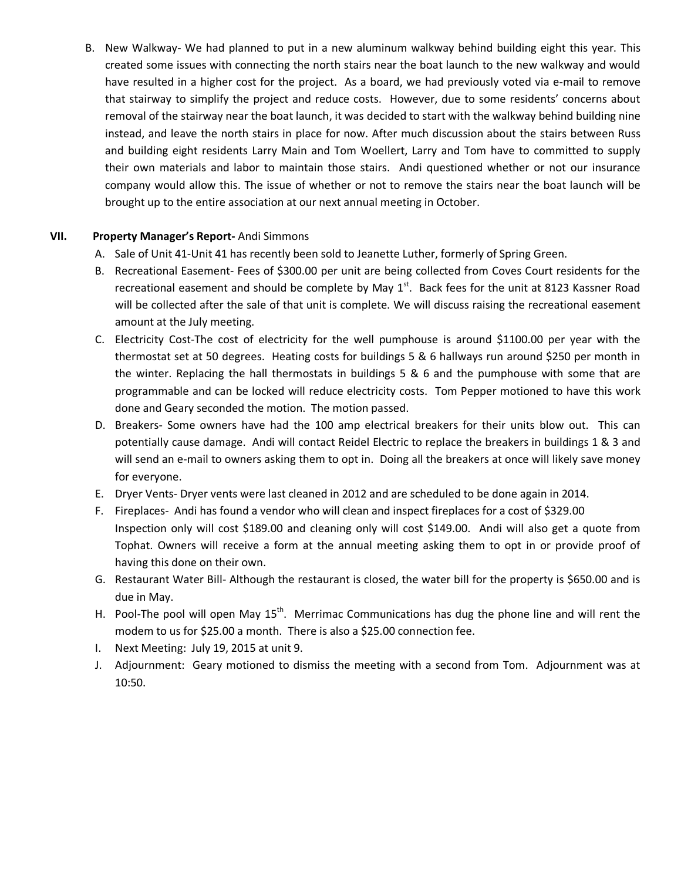B. New Walkway- We had planned to put in a new aluminum walkway behind building eight this year. This created some issues with connecting the north stairs near the boat launch to the new walkway and would have resulted in a higher cost for the project. As a board, we had previously voted via e-mail to remove that stairway to simplify the project and reduce costs. However, due to some residents' concerns about removal of the stairway near the boat launch, it was decided to start with the walkway behind building nine instead, and leave the north stairs in place for now. After much discussion about the stairs between Russ and building eight residents Larry Main and Tom Woellert, Larry and Tom have to committed to supply their own materials and labor to maintain those stairs. Andi questioned whether or not our insurance company would allow this. The issue of whether or not to remove the stairs near the boat launch will be brought up to the entire association at our next annual meeting in October.

## VII. Property Manager's Report- Andi Simmons

A. Sale of Unit 41-Unit 41 has recently been sold to Jeanette Luther, formerly of Spring Green.

B. Recreational Easement- Fees of $300.00 per unit are being collected from Coves Court residents for the recreational easement and should be complete by May 1st. Back fees for the unit at 8123 Kassner Road will be collected after the sale of that unit is complete. We will discuss raising the recreational easement amount at the July meeting.

C. Electricity Cost-The cost of electricity for the well pumphouse is around $1100.00 per year with the thermostat set at 50 degrees. Heating costs for buildings 5 & 6 hallways run around $250 per month in the winter. Replacing the hall thermostats in buildings 5 & 6 and the pumphouse with some that are programmable and can be locked will reduce electricity costs. Tom Pepper motioned to have this work done and Geary seconded the motion. The motion passed.

D. Breakers- Some owners have had the 100 amp electrical breakers for their units blow out. This can potentially cause damage. Andi will contact Reidel Electric to replace the breakers in buildings 1 & 3 and will send an e-mail to owners asking them to opt in. Doing all the breakers at once will likely save money for everyone.

E. Dryer Vents- Dryer vents were last cleaned in 2012 and are scheduled to be done again in 2014.

F. Fireplaces- Andi has found a vendor who will clean and inspect fireplaces for a cost of $329.00 Inspection only will cost $189.00 and cleaning only will cost $149.00. Andi will also get a quote from Tophat. Owners will receive a form at the annual meeting asking them to opt in or provide proof of having this done on their own.

G. Restaurant Water Bill- Although the restaurant is closed, the water bill for the property is $650.00 and is due in May.

H. Pool-The pool will open May 15th. Merrimac Communications has dug the phone line and will rent the modem to us for $25.00 a month. There is also a $25.00 connection fee.

I. Next Meeting: July 19, 2015 at unit 9.

J. Adjournment: Geary motioned to dismiss the meeting with a second from Tom. Adjournment was at 10:50.